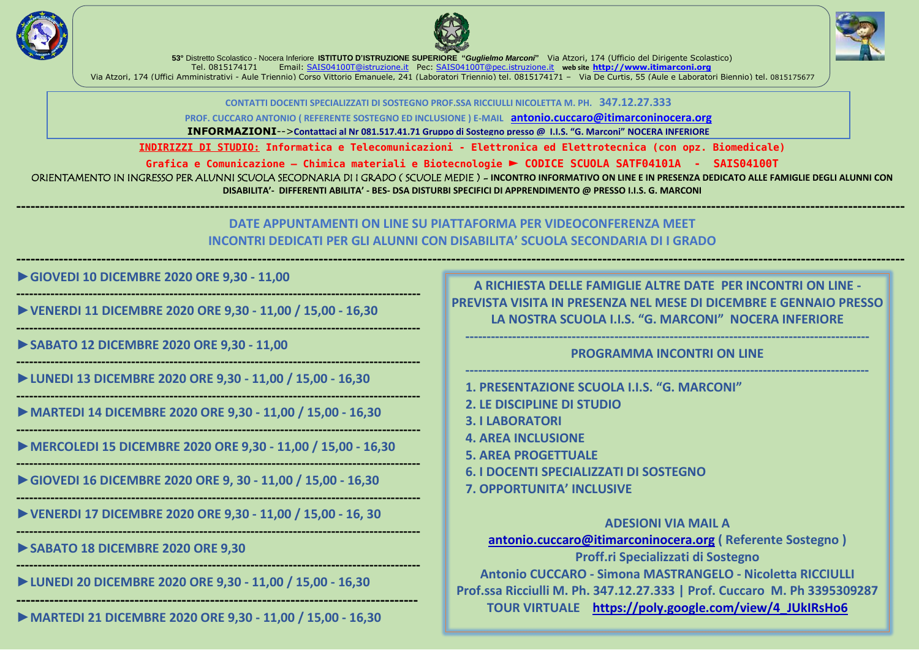**53°** Distretto Scolastico - Nocera Inferiore **ISTITUTO D'ISTRUZIONE SUPERIORE "*Guglielmo Marconi*"** Via Atzori, 174 (Ufficio del Dirigente Scolastico)
Tel. 0815174171 Email: SAIS04100T@istruzione.it Pec: SAIS04100T@pec.istruzione.it web site **http://www.itimarconi.org**
Via Atzori, 174 (Uffici Amministrativi - Aule Triennio) Corso Vittorio Emanuele, 241 (Laboratori Triennio) tel. 0815174171 – Via De Curtis, 55 (Aule e Laboratori Biennio) tel. 0815175677

**CONTATTI DOCENTI SPECIALIZZATI DI SOSTEGNO PROF.SSA RICCIULLI NICOLETTA M. PH. 347.12.27.333**

**PROF. CUCCARO ANTONIO ( REFERENTE SOSTEGNO ED INCLUSIONE ) E-MAIL antonio.cuccaro@itimarconinocera.org**

**INFORMAZIONI**-->**Contattaci al Nr 081.517.41.71 Gruppo di Sostegno presso @ I.I.S. "G. Marconi" NOCERA INFERIORE**

**INDIRIZZI DI STUDIO: Informatica e Telecomunicazioni - Elettronica ed Elettrotecnica (con opz. Biomedicale)**

**Grafica e Comunicazione – Chimica materiali e Biotecnologie ► CODICE SCUOLA SATF04101A - SAIS04100T**

ORIENTAMENTO IN INGRESSO PER ALUNNI SCUOLA SECODNARIA DI I GRADO ( SCUOLE MEDIE ) – **INCONTRO INFORMATIVO ON LINE E IN PRESENZA DEDICATO ALLE FAMIGLIE DEGLI ALUNNI CON DISABILITA'- DIFFERENTI ABILITA' - BES- DSA DISTURBI SPECIFICI DI APPRENDIMENTO @ PRESSO I.I.S. G. MARCONI**

---

## DATE APPUNTAMENTI ON LINE SU PIATTAFORMA PER VIDEOCONFERENZA MEET
## INCONTRI DEDICATI PER GLI ALUNNI CON DISABILITA' SCUOLA SECONDARIA DI I GRADO

---

- ►**GIOVEDI 10 DICEMBRE 2020 ORE 9,30 - 11,00**
- ►**VENERDI 11 DICEMBRE 2020 ORE 9,30 - 11,00 / 15,00 - 16,30**
- ►**SABATO 12 DICEMBRE 2020 ORE 9,30 - 11,00**
- ►**LUNEDI 13 DICEMBRE 2020 ORE 9,30 - 11,00 / 15,00 - 16,30**
- ►**MARTEDI 14 DICEMBRE 2020 ORE 9,30 - 11,00 / 15,00 - 16,30**
- ►**MERCOLEDI 15 DICEMBRE 2020 ORE 9,30 - 11,00 / 15,00 - 16,30**
- ►**GIOVEDI 16 DICEMBRE 2020 ORE 9, 30 - 11,00 / 15,00 - 16,30**
- ►**VENERDI 17 DICEMBRE 2020 ORE 9,30 - 11,00 / 15,00 - 16, 30**
- ►**SABATO 18 DICEMBRE 2020 ORE 9,30**
- ►**LUNEDI 20 DICEMBRE 2020 ORE 9,30 - 11,00 / 15,00 - 16,30**
- ►**MARTEDI 21 DICEMBRE 2020 ORE 9,30 - 11,00 / 15,00 - 16,30**

**A RICHIESTA DELLE FAMIGLIE ALTRE DATE PER INCONTRI ON LINE - PREVISTA VISITA IN PRESENZA NEL MESE DI DICEMBRE E GENNAIO PRESSO LA NOSTRA SCUOLA I.I.S. "G. MARCONI" NOCERA INFERIORE**

### PROGRAMMA INCONTRI ON LINE

1. PRESENTAZIONE SCUOLA I.I.S. "G. MARCONI"
2. LE DISCIPLINE DI STUDIO
3. I LABORATORI
4. AREA INCLUSIONE
5. AREA PROGETTUALE
6. I DOCENTI SPECIALIZZATI DI SOSTEGNO
7. OPPORTUNITA' INCLUSIVE

**ADESIONI VIA MAIL A**

**antonio.cuccaro@itimarconinocera.org ( Referente Sostegno )**

**Proff.ri Specializzati di Sostegno**

**Antonio CUCCARO - Simona MASTRANGELO - Nicoletta RICCIULLI**

**Prof.ssa Ricciulli M. Ph. 347.12.27.333 | Prof. Cuccaro M. Ph 3395309287**

**TOUR VIRTUALE https://poly.google.com/view/4_JUkIRsHo6**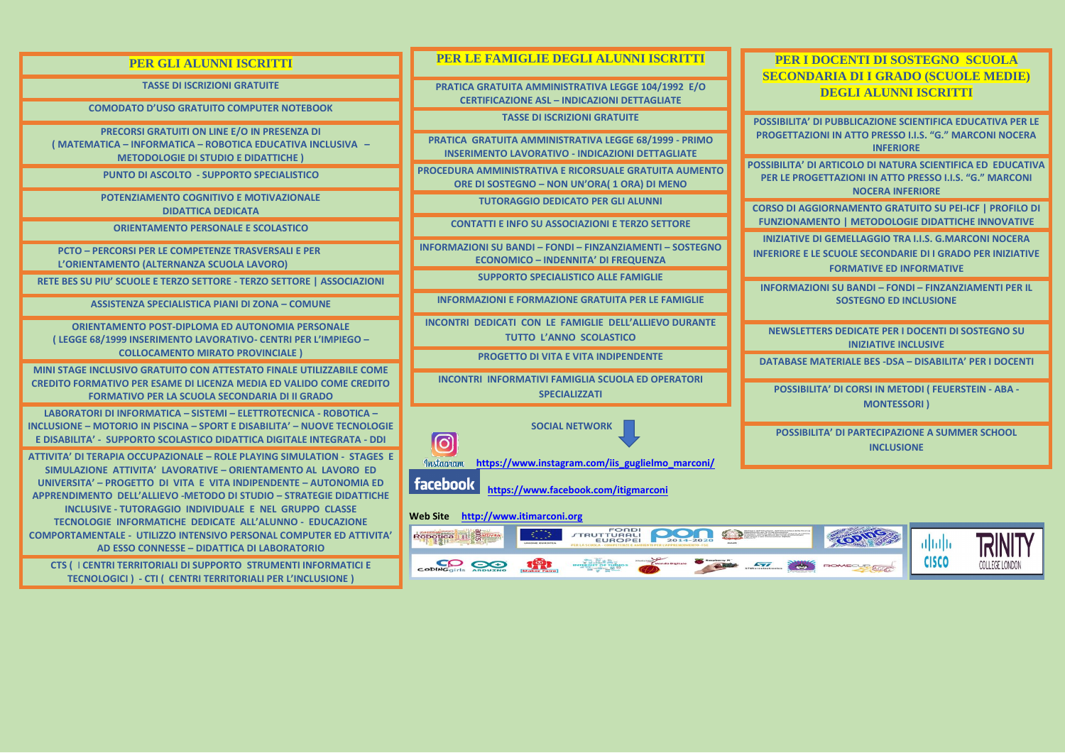## PER GLI ALUNNI ISCRITTI

TASSE DI ISCRIZIONI GRATUITE

COMODATO D'USO GRATUITO COMPUTER NOTEBOOK

PRECORSI GRATUITI ON LINE E/O IN PRESENZA DI ( MATEMATICA – INFORMATICA – ROBOTICA EDUCATIVA INCLUSIVA – METODOLOGIE DI STUDIO E DIDATTICHE )

PUNTO DI ASCOLTO - SUPPORTO SPECIALISTICO

POTENZIAMENTO COGNITIVO E MOTIVAZIONALE DIDATTICA DEDICATA

ORIENTAMENTO PERSONALE E SCOLASTICO

PCTO – PERCORSI PER LE COMPETENZE TRASVERSALI E PER L'ORIENTAMENTO (ALTERNANZA SCUOLA LAVORO)

RETE BES SU PIU' SCUOLE E TERZO SETTORE - TERZO SETTORE | ASSOCIAZIONI

ASSISTENZA SPECIALISTICA PIANI DI ZONA – COMUNE

ORIENTAMENTO POST-DIPLOMA ED AUTONOMIA PERSONALE ( LEGGE 68/1999 INSERIMENTO LAVORATIVO- CENTRI PER L'IMPIEGO – COLLOCAMENTO MIRATO PROVINCIALE )

MINI STAGE INCLUSIVO GRATUITO CON ATTESTATO FINALE UTILIZZABILE COME CREDITO FORMATIVO PER ESAME DI LICENZA MEDIA ED VALIDO COME CREDITO FORMATIVO PER LA SCUOLA SECONDARIA DI II GRADO

LABORATORI DI INFORMATICA – SISTEMI – ELETTROTECNICA - ROBOTICA – INCLUSIONE – MOTORIO IN PISCINA – SPORT E DISABILITA' – NUOVE TECNOLOGIE E DISABILITA' - SUPPORTO SCOLASTICO DIDATTICA DIGITALE INTEGRATA - DDI

ATTIVITA' DI TERAPIA OCCUPAZIONALE – ROLE PLAYING SIMULATION - STAGES E SIMULAZIONE ATTIVITA' LAVORATIVE – ORIENTAMENTO AL LAVORO ED UNIVERSITA' – PROGETTO DI VITA E VITA INDIPENDENTE – AUTONOMIA ED APPRENDIMENTO DELL'ALLIEVO -METODO DI STUDIO – STRATEGIE DIDATTICHE INCLUSIVE - TUTORAGGIO INDIVIDUALE E NEL GRUPPO CLASSE TECNOLOGIE INFORMATICHE DEDICATE ALL'ALUNNO - EDUCAZIONE COMPORTAMENTALE - UTILIZZO INTENSIVO PERSONAL COMPUTER ED ATTIVITA' AD ESSO CONNESSE – DIDATTICA DI LABORATORIO

CTS ( I CENTRI TERRITORIALI DI SUPPORTO STRUMENTI INFORMATICI E TECNOLOGICI ) - CTI ( CENTRI TERRITORIALI PER L'INCLUSIONE )

## PER LE FAMIGLIE DEGLI ALUNNI ISCRITTI

PRATICA GRATUITA AMMINISTRATIVA LEGGE 104/1992 E/O CERTIFICAZIONE ASL – INDICAZIONI DETTAGLIATE

TASSE DI ISCRIZIONI GRATUITE

PRATICA GRATUITA AMMINISTRATIVA LEGGE 68/1999 - PRIMO INSERIMENTO LAVORATIVO - INDICAZIONI DETTAGLIATE

PROCEDURA AMMINISTRATIVA E RICORSUALE GRATUITA AUMENTO ORE DI SOSTEGNO – NON UN'ORA( 1 ORA) DI MENO

TUTORAGGIO DEDICATO PER GLI ALUNNI

CONTATTI E INFO SU ASSOCIAZIONI E TERZO SETTORE

INFORMAZIONI SU BANDI – FONDI – FINZANZIAMENTI – SOSTEGNO ECONOMICO – INDENNITA' DI FREQUENZA

SUPPORTO SPECIALISTICO ALLE FAMIGLIE

INFORMAZIONI E FORMAZIONE GRATUITA PER LE FAMIGLIE

INCONTRI DEDICATI CON LE FAMIGLIE DELL'ALLIEVO DURANTE TUTTO L'ANNO SCOLASTICO

PROGETTO DI VITA E VITA INDIPENDENTE

INCONTRI INFORMATIVI FAMIGLIA SCUOLA ED OPERATORI SPECIALIZZATI

SOCIAL NETWORK

Instagram https://www.instagram.com/iis_guglielmo_marconi/

facebook https://www.facebook.com/itigmarconi

Web Site http://www.itimarconi.org

## PER I DOCENTI DI SOSTEGNO SCUOLA SECONDARIA DI I GRADO (SCUOLE MEDIE) DEGLI ALUNNI ISCRITTI

POSSIBILITA' DI PUBBLICAZIONE SCIENTIFICA EDUCATIVA PER LE PROGETTAZIONI IN ATTO PRESSO I.I.S. "G." MARCONI NOCERA INFERIORE

POSSIBILITA' DI ARTICOLO DI NATURA SCIENTIFICA ED EDUCATIVA PER LE PROGETTAZIONI IN ATTO PRESSO I.I.S. "G." MARCONI NOCERA INFERIORE

CORSO DI AGGIORNAMENTO GRATUITO SU PEI-ICF | PROFILO DI FUNZIONAMENTO | METODOLOGIE DIDATTICHE INNOVATIVE

INIZIATIVE DI GEMELLAGGIO TRA I.I.S. G.MARCONI NOCERA INFERIORE E LE SCUOLE SECONDARIE DI I GRADO PER INIZIATIVE FORMATIVE ED INFORMATIVE

INFORMAZIONI SU BANDI – FONDI – FINZANZIAMENTI PER IL SOSTEGNO ED INCLUSIONE

NEWSLETTERS DEDICATE PER I DOCENTI DI SOSTEGNO SU INIZIATIVE INCLUSIVE

DATABASE MATERIALE BES -DSA – DISABILITA' PER I DOCENTI

POSSIBILITA' DI CORSI IN METODI ( FEUERSTEIN - ABA - MONTESSORI )

POSSIBILITA' DI PARTECIPAZIONE A SUMMER SCHOOL INCLUSIONE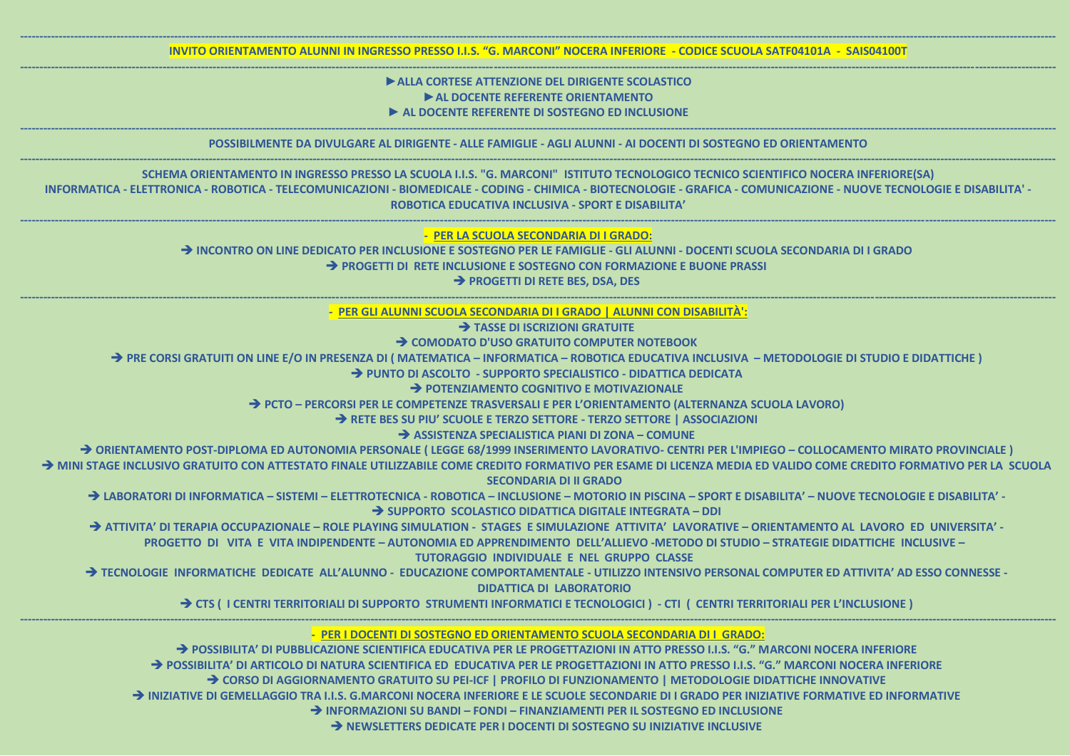---

**INVITO ORIENTAMENTO ALUNNI IN INGRESSO PRESSO I.I.S. “G. MARCONI” NOCERA INFERIORE - CODICE SCUOLA SATF04101A - SAIS04100T**

---

**►ALLA CORTESE ATTENZIONE DEL DIRIGENTE SCOLASTICO**
**►AL DOCENTE REFERENTE ORIENTAMENTO**
**► AL DOCENTE REFERENTE DI SOSTEGNO ED INCLUSIONE**

---

**POSSIBILMENTE DA DIVULGARE AL DIRIGENTE - ALLE FAMIGLIE - AGLI ALUNNI - AI DOCENTI DI SOSTEGNO ED ORIENTAMENTO**

---

**SCHEMA ORIENTAMENTO IN INGRESSO PRESSO LA SCUOLA I.I.S. "G. MARCONI" ISTITUTO TECNOLOGICO TECNICO SCIENTIFICO NOCERA INFERIORE(SA)**
**INFORMATICA - ELETTRONICA - ROBOTICA - TELECOMUNICAZIONI - BIOMEDICALE - CODING - CHIMICA - BIOTECNOLOGIE - GRAFICA - COMUNICAZIONE - NUOVE TECNOLOGIE E DISABILITA' - ROBOTICA EDUCATIVA INCLUSIVA - SPORT E DISABILITA’**

---

**- PER LA SCUOLA SECONDARIA DI I GRADO:**

**➔ INCONTRO ON LINE DEDICATO PER INCLUSIONE E SOSTEGNO PER LE FAMIGLIE - GLI ALUNNI - DOCENTI SCUOLA SECONDARIA DI I GRADO**
**➔ PROGETTI DI RETE INCLUSIONE E SOSTEGNO CON FORMAZIONE E BUONE PRASSI**
**➔ PROGETTI DI RETE BES, DSA, DES**

---

**- PER GLI ALUNNI SCUOLA SECONDARIA DI I GRADO | ALUNNI CON DISABILITÀ':**

**➔ TASSE DI ISCRIZIONI GRATUITE**
**➔ COMODATO D'USO GRATUITO COMPUTER NOTEBOOK**
**➔ PRE CORSI GRATUITI ON LINE E/O IN PRESENZA DI ( MATEMATICA – INFORMATICA – ROBOTICA EDUCATIVA INCLUSIVA – METODOLOGIE DI STUDIO E DIDATTICHE )**
**➔ PUNTO DI ASCOLTO - SUPPORTO SPECIALISTICO - DIDATTICA DEDICATA**
**➔ POTENZIAMENTO COGNITIVO E MOTIVAZIONALE**
**➔ PCTO – PERCORSI PER LE COMPETENZE TRASVERSALI E PER L’ORIENTAMENTO (ALTERNANZA SCUOLA LAVORO)**
**➔ RETE BES SU PIU’ SCUOLE E TERZO SETTORE - TERZO SETTORE | ASSOCIAZIONI**
**➔ ASSISTENZA SPECIALISTICA PIANI DI ZONA – COMUNE**
**➔ ORIENTAMENTO POST-DIPLOMA ED AUTONOMIA PERSONALE ( LEGGE 68/1999 INSERIMENTO LAVORATIVO- CENTRI PER L'IMPIEGO – COLLOCAMENTO MIRATO PROVINCIALE )**
**➔ MINI STAGE INCLUSIVO GRATUITO CON ATTESTATO FINALE UTILIZZABILE COME CREDITO FORMATIVO PER ESAME DI LICENZA MEDIA ED VALIDO COME CREDITO FORMATIVO PER LA SCUOLA SECONDARIA DI II GRADO**
**➔ LABORATORI DI INFORMATICA – SISTEMI – ELETTROTECNICA - ROBOTICA – INCLUSIONE – MOTORIO IN PISCINA – SPORT E DISABILITA’ – NUOVE TECNOLOGIE E DISABILITA’ -**
**➔ SUPPORTO SCOLASTICO DIDATTICA DIGITALE INTEGRATA – DDI**
**➔ ATTIVITA’ DI TERAPIA OCCUPAZIONALE – ROLE PLAYING SIMULATION - STAGES E SIMULAZIONE ATTIVITA’ LAVORATIVE – ORIENTAMENTO AL LAVORO ED UNIVERSITA’ - PROGETTO DI VITA E VITA INDIPENDENTE – AUTONOMIA ED APPRENDIMENTO DELL’ALLIEVO -METODO DI STUDIO – STRATEGIE DIDATTICHE INCLUSIVE – TUTORAGGIO INDIVIDUALE E NEL GRUPPO CLASSE**
**➔ TECNOLOGIE INFORMATICHE DEDICATE ALL’ALUNNO - EDUCAZIONE COMPORTAMENTALE - UTILIZZO INTENSIVO PERSONAL COMPUTER ED ATTIVITA’ AD ESSO CONNESSE - DIDATTICA DI LABORATORIO**
**➔ CTS ( I CENTRI TERRITORIALI DI SUPPORTO STRUMENTI INFORMATICI E TECNOLOGICI ) - CTI ( CENTRI TERRITORIALI PER L’INCLUSIONE )**

---

**- PER I DOCENTI DI SOSTEGNO ED ORIENTAMENTO SCUOLA SECONDARIA DI I GRADO:**

**➔ POSSIBILITA’ DI PUBBLICAZIONE SCIENTIFICA EDUCATIVA PER LE PROGETTAZIONI IN ATTO PRESSO I.I.S. “G.” MARCONI NOCERA INFERIORE**
**➔ POSSIBILITA’ DI ARTICOLO DI NATURA SCIENTIFICA ED EDUCATIVA PER LE PROGETTAZIONI IN ATTO PRESSO I.I.S. “G.” MARCONI NOCERA INFERIORE**
**➔ CORSO DI AGGIORNAMENTO GRATUITO SU PEI-ICF | PROFILO DI FUNZIONAMENTO | METODOLOGIE DIDATTICHE INNOVATIVE**
**➔ INIZIATIVE DI GEMELLAGGIO TRA I.I.S. G.MARCONI NOCERA INFERIORE E LE SCUOLE SECONDARIE DI I GRADO PER INIZIATIVE FORMATIVE ED INFORMATIVE**
**➔ INFORMAZIONI SU BANDI – FONDI – FINANZIAMENTI PER IL SOSTEGNO ED INCLUSIONE**
**➔ NEWSLETTERS DEDICATE PER I DOCENTI DI SOSTEGNO SU INIZIATIVE INCLUSIVE**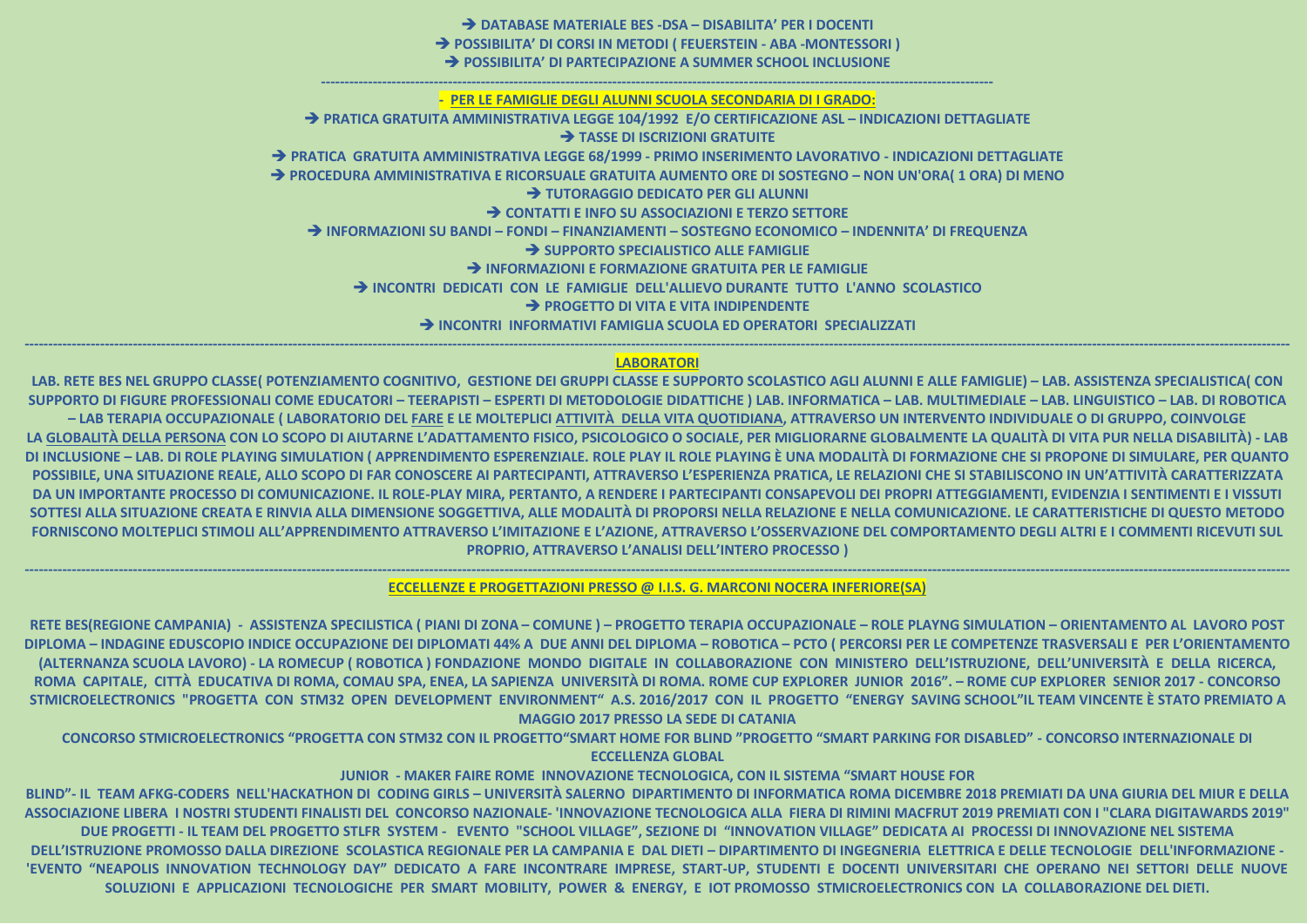➔ DATABASE MATERIALE BES -DSA – DISABILITA' PER I DOCENTI

➔ POSSIBILITA' DI CORSI IN METODI ( FEUERSTEIN - ABA -MONTESSORI )

➔ POSSIBILITA' DI PARTECIPAZIONE A SUMMER SCHOOL INCLUSIONE

---

**- PER LE FAMIGLIE DEGLI ALUNNI SCUOLA SECONDARIA DI I GRADO:**

➔ PRATICA GRATUITA AMMINISTRATIVA LEGGE 104/1992 E/O CERTIFICAZIONE ASL – INDICAZIONI DETTAGLIATE

➔ TASSE DI ISCRIZIONI GRATUITE

➔ PRATICA GRATUITA AMMINISTRATIVA LEGGE 68/1999 - PRIMO INSERIMENTO LAVORATIVO - INDICAZIONI DETTAGLIATE

➔ PROCEDURA AMMINISTRATIVA E RICORSUALE GRATUITA AUMENTO ORE DI SOSTEGNO – NON UN'ORA( 1 ORA) DI MENO

➔ TUTORAGGIO DEDICATO PER GLI ALUNNI

➔ CONTATTI E INFO SU ASSOCIAZIONI E TERZO SETTORE

➔ INFORMAZIONI SU BANDI – FONDI – FINANZIAMENTI – SOSTEGNO ECONOMICO – INDENNITA' DI FREQUENZA

➔ SUPPORTO SPECIALISTICO ALLE FAMIGLIE

➔ INFORMAZIONI E FORMAZIONE GRATUITA PER LE FAMIGLIE

➔ INCONTRI DEDICATI CON LE FAMIGLIE DELL'ALLIEVO DURANTE TUTTO L'ANNO SCOLASTICO

➔ PROGETTO DI VITA E VITA INDIPENDENTE

➔ INCONTRI INFORMATIVI FAMIGLIA SCUOLA ED OPERATORI SPECIALIZZATI

---

**LABORATORI**

LAB. RETE BES NEL GRUPPO CLASSE( POTENZIAMENTO COGNITIVO, GESTIONE DEI GRUPPI CLASSE E SUPPORTO SCOLASTICO AGLI ALUNNI E ALLE FAMIGLIE) – LAB. ASSISTENZA SPECIALISTICA( CON SUPPORTO DI FIGURE PROFESSIONALI COME EDUCATORI – TEERAPISTI – ESPERTI DI METODOLOGIE DIDATTICHE ) LAB. INFORMATICA – LAB. MULTIMEDIALE – LAB. LINGUISTICO – LAB. DI ROBOTICA – LAB TERAPIA OCCUPAZIONALE ( LABORATORIO DEL FARE E LE MOLTEPLICI ATTIVITÀ DELLA VITA QUOTIDIANA, ATTRAVERSO UN INTERVENTO INDIVIDUALE O DI GRUPPO, COINVOLGE LA GLOBALITÀ DELLA PERSONA CON LO SCOPO DI AIUTARNE L'ADATTAMENTO FISICO, PSICOLOGICO O SOCIALE, PER MIGLIORARNE GLOBALMENTE LA QUALITÀ DI VITA PUR NELLA DISABILITÀ) - LAB DI INCLUSIONE – LAB. DI ROLE PLAYING SIMULATION ( APPRENDIMENTO ESPERENZIALE. ROLE PLAY IL ROLE PLAYING È UNA MODALITÀ DI FORMAZIONE CHE SI PROPONE DI SIMULARE, PER QUANTO POSSIBILE, UNA SITUAZIONE REALE, ALLO SCOPO DI FAR CONOSCERE AI PARTECIPANTI, ATTRAVERSO L'ESPERIENZA PRATICA, LE RELAZIONI CHE SI STABILISCONO IN UN'ATTIVITÀ CARATTERIZZATA DA UN IMPORTANTE PROCESSO DI COMUNICAZIONE. IL ROLE-PLAY MIRA, PERTANTO, A RENDERE I PARTECIPANTI CONSAPEVOLI DEI PROPRI ATTEGGIAMENTI, EVIDENZIA I SENTIMENTI E I VISSUTI SOTTESI ALLA SITUAZIONE CREATA E RINVIA ALLA DIMENSIONE SOGGETTIVA, ALLE MODALITÀ DI PROPORSI NELLA RELAZIONE E NELLA COMUNICAZIONE. LE CARATTERISTICHE DI QUESTO METODO FORNISCONO MOLTEPLICI STIMOLI ALL'APPRENDIMENTO ATTRAVERSO L'IMITAZIONE E L'AZIONE, ATTRAVERSO L'OSSERVAZIONE DEL COMPORTAMENTO DEGLI ALTRI E I COMMENTI RICEVUTI SUL PROPRIO, ATTRAVERSO L'ANALISI DELL'INTERO PROCESSO )

---

**ECCELLENZE E PROGETTAZIONI PRESSO @ I.I.S. G. MARCONI NOCERA INFERIORE(SA)**

RETE BES(REGIONE CAMPANIA) - ASSISTENZA SPECILISTICA ( PIANI DI ZONA – COMUNE ) – PROGETTO TERAPIA OCCUPAZIONALE – ROLE PLAYNG SIMULATION – ORIENTAMENTO AL LAVORO POST DIPLOMA – INDAGINE EDUSCOPIO INDICE OCCUPAZIONE DEI DIPLOMATI 44% A DUE ANNI DEL DIPLOMA – ROBOTICA – PCTO ( PERCORSI PER LE COMPETENZE TRASVERSALI E PER L'ORIENTAMENTO (ALTERNANZA SCUOLA LAVORO) - LA ROMECUP ( ROBOTICA ) FONDAZIONE MONDO DIGITALE IN COLLABORAZIONE CON MINISTERO DELL'ISTRUZIONE, DELL'UNIVERSITÀ E DELLA RICERCA, ROMA CAPITALE, CITTÀ EDUCATIVA DI ROMA, COMAU SPA, ENEA, LA SAPIENZA UNIVERSITÀ DI ROMA. ROME CUP EXPLORER JUNIOR 2016". – ROME CUP EXPLORER SENIOR 2017 - CONCORSO STMICROELECTRONICS "PROGETTA CON STM32 OPEN DEVELOPMENT ENVIRONMENT" A.S. 2016/2017 CON IL PROGETTO "ENERGY SAVING SCHOOL"IL TEAM VINCENTE È STATO PREMIATO A MAGGIO 2017 PRESSO LA SEDE DI CATANIA

CONCORSO STMICROELECTRONICS "PROGETTA CON STM32 CON IL PROGETTO"SMART HOME FOR BLIND "PROGETTO "SMART PARKING FOR DISABLED" - CONCORSO INTERNAZIONALE DI ECCELLENZA GLOBAL

JUNIOR - MAKER FAIRE ROME INNOVAZIONE TECNOLOGICA, CON IL SISTEMA "SMART HOUSE FOR BLIND"- IL TEAM AFKG-CODERS NELL'HACKATHON DI CODING GIRLS – UNIVERSITÀ SALERNO DIPARTIMENTO DI INFORMATICA ROMA DICEMBRE 2018 PREMIATI DA UNA GIURIA DEL MIUR E DELLA ASSOCIAZIONE LIBERA I NOSTRI STUDENTI FINALISTI DEL CONCORSO NAZIONALE- 'INNOVAZIONE TECNOLOGICA ALLA FIERA DI RIMINI MACFRUT 2019 PREMIATI CON I "CLARA DIGITAWARDS 2019" DUE PROGETTI - IL TEAM DEL PROGETTO STLFR SYSTEM - EVENTO "SCHOOL VILLAGE", SEZIONE DI "INNOVATION VILLAGE" DEDICATA AI PROCESSI DI INNOVAZIONE NEL SISTEMA DELL'ISTRUZIONE PROMOSSO DALLA DIREZIONE SCOLASTICA REGIONALE PER LA CAMPANIA E DAL DIETI – DIPARTIMENTO DI INGEGNERIA ELETTRICA E DELLE TECNOLOGIE DELL'INFORMAZIONE - 'EVENTO "NEAPOLIS INNOVATION TECHNOLOGY DAY" DEDICATO A FARE INCONTRARE IMPRESE, START-UP, STUDENTI E DOCENTI UNIVERSITARI CHE OPERANO NEI SETTORI DELLE NUOVE SOLUZIONI E APPLICAZIONI TECNOLOGICHE PER SMART MOBILITY, POWER & ENERGY, E IOT PROMOSSO STMICROELECTRONICS CON LA COLLABORAZIONE DEL DIETI.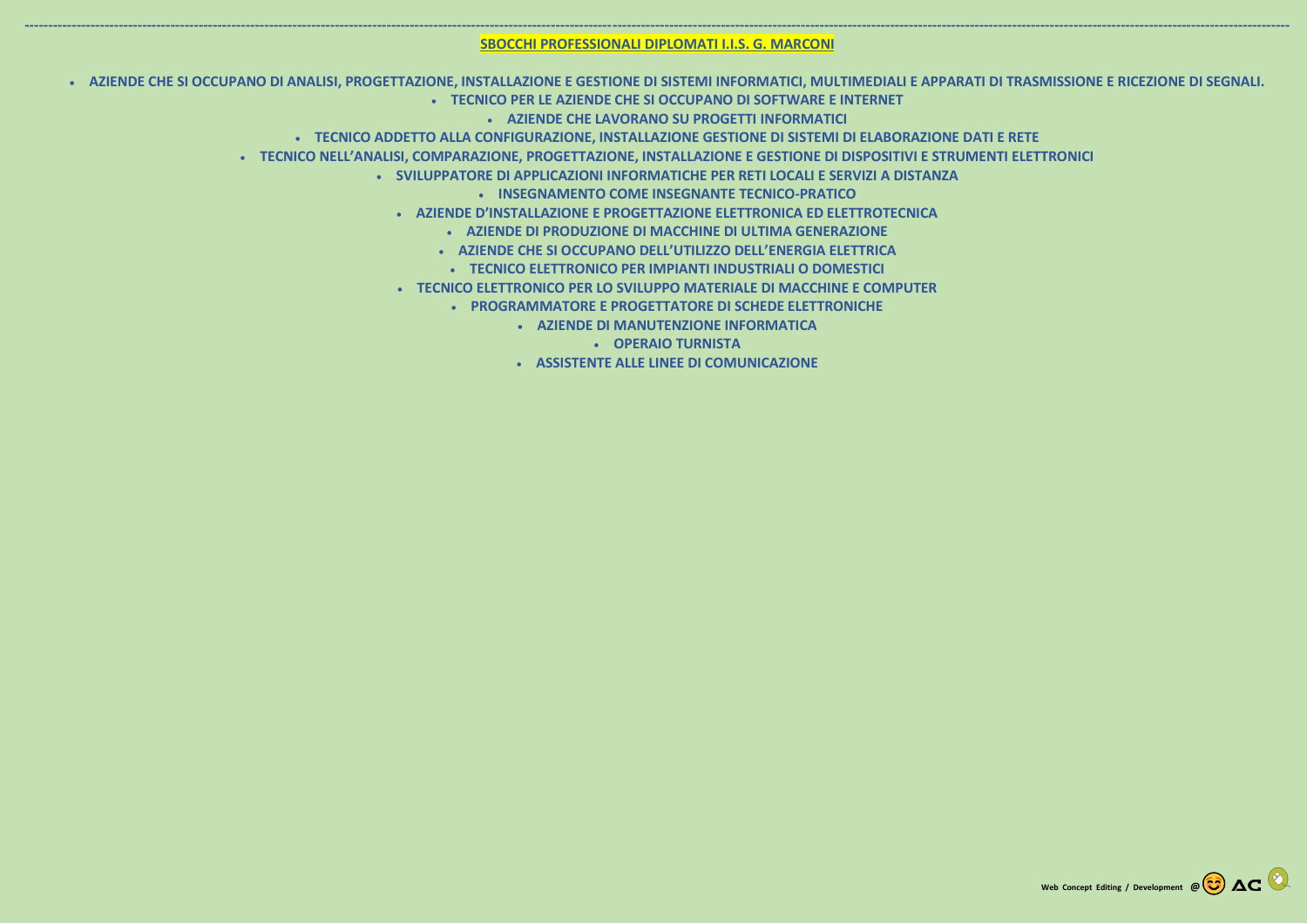## SBOCCHI PROFESSIONALI DIPLOMATI I.I.S. G. MARCONI

- **AZIENDE CHE SI OCCUPANO DI ANALISI, PROGETTAZIONE, INSTALLAZIONE E GESTIONE DI SISTEMI INFORMATICI, MULTIMEDIALI E APPARATI DI TRASMISSIONE E RICEZIONE DI SEGNALI.**
- **TECNICO PER LE AZIENDE CHE SI OCCUPANO DI SOFTWARE E INTERNET**
- **AZIENDE CHE LAVORANO SU PROGETTI INFORMATICI**
- **TECNICO ADDETTO ALLA CONFIGURAZIONE, INSTALLAZIONE GESTIONE DI SISTEMI DI ELABORAZIONE DATI E RETE**
- **TECNICO NELL'ANALISI, COMPARAZIONE, PROGETTAZIONE, INSTALLAZIONE E GESTIONE DI DISPOSITIVI E STRUMENTI ELETTRONICI**
- **SVILUPPATORE DI APPLICAZIONI INFORMATICHE PER RETI LOCALI E SERVIZI A DISTANZA**
- **INSEGNAMENTO COME INSEGNANTE TECNICO-PRATICO**
- **AZIENDE D'INSTALLAZIONE E PROGETTAZIONE ELETTRONICA ED ELETTROTECNICA**
- **AZIENDE DI PRODUZIONE DI MACCHINE DI ULTIMA GENERAZIONE**
- **AZIENDE CHE SI OCCUPANO DELL'UTILIZZO DELL'ENERGIA ELETTRICA**
- **TECNICO ELETTRONICO PER IMPIANTI INDUSTRIALI O DOMESTICI**
- **TECNICO ELETTRONICO PER LO SVILUPPO MATERIALE DI MACCHINE E COMPUTER**
- **PROGRAMMATORE E PROGETTATORE DI SCHEDE ELETTRONICHE**
- **AZIENDE DI MANUTENZIONE INFORMATICA**
- **OPERAIO TURNISTA**
- **ASSISTENTE ALLE LINEE DI COMUNICAZIONE**

Web Concept Editing / Development @ AC